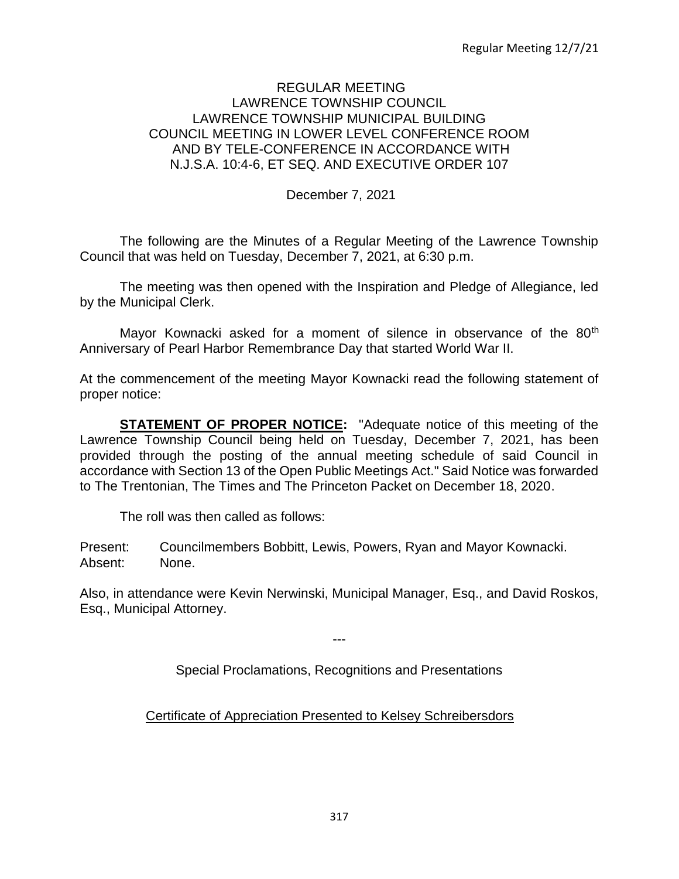# REGULAR MEETING
## LAWRENCE TOWNSHIP COUNCIL
## LAWRENCE TOWNSHIP MUNICIPAL BUILDING
## COUNCIL MEETING IN LOWER LEVEL CONFERENCE ROOM AND BY TELE-CONFERENCE IN ACCORDANCE WITH N.J.S.A. 10:4-6, ET SEQ. AND EXECUTIVE ORDER 107

December 7, 2021

The following are the Minutes of a Regular Meeting of the Lawrence Township Council that was held on Tuesday, December 7, 2021, at 6:30 p.m.

The meeting was then opened with the Inspiration and Pledge of Allegiance, led by the Municipal Clerk.

Mayor Kownacki asked for a moment of silence in observance of the 80th Anniversary of Pearl Harbor Remembrance Day that started World War II.

At the commencement of the meeting Mayor Kownacki read the following statement of proper notice:

**STATEMENT OF PROPER NOTICE:** "Adequate notice of this meeting of the Lawrence Township Council being held on Tuesday, December 7, 2021, has been provided through the posting of the annual meeting schedule of said Council in accordance with Section 13 of the Open Public Meetings Act." Said Notice was forwarded to The Trentonian, The Times and The Princeton Packet on December 18, 2020.

The roll was then called as follows:

Present: Councilmembers Bobbitt, Lewis, Powers, Ryan and Mayor Kownacki.
Absent: None.

Also, in attendance were Kevin Nerwinski, Municipal Manager, Esq., and David Roskos, Esq., Municipal Attorney.

---

Special Proclamations, Recognitions and Presentations

Certificate of Appreciation Presented to Kelsey Schreibersdors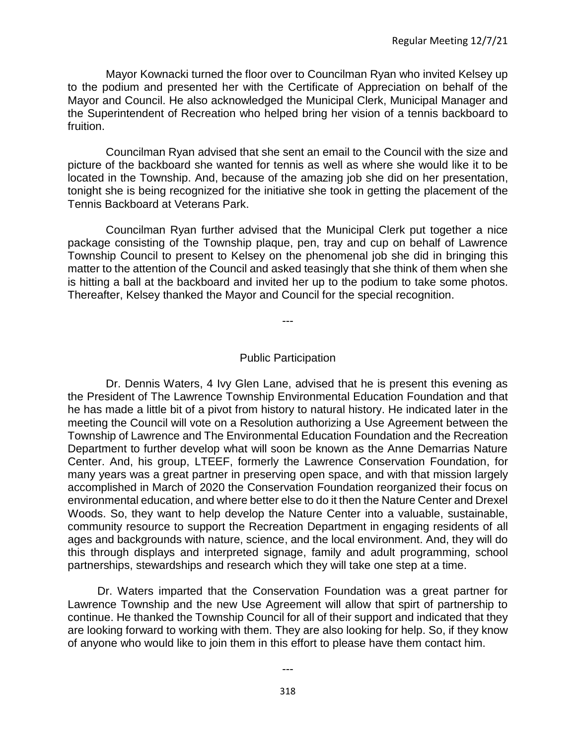Mayor Kownacki turned the floor over to Councilman Ryan who invited Kelsey up to the podium and presented her with the Certificate of Appreciation on behalf of the Mayor and Council. He also acknowledged the Municipal Clerk, Municipal Manager and the Superintendent of Recreation who helped bring her vision of a tennis backboard to fruition.

Councilman Ryan advised that she sent an email to the Council with the size and picture of the backboard she wanted for tennis as well as where she would like it to be located in the Township. And, because of the amazing job she did on her presentation, tonight she is being recognized for the initiative she took in getting the placement of the Tennis Backboard at Veterans Park.

Councilman Ryan further advised that the Municipal Clerk put together a nice package consisting of the Township plaque, pen, tray and cup on behalf of Lawrence Township Council to present to Kelsey on the phenomenal job she did in bringing this matter to the attention of the Council and asked teasingly that she think of them when she is hitting a ball at the backboard and invited her up to the podium to take some photos. Thereafter, Kelsey thanked the Mayor and Council for the special recognition.

---

## Public Participation

Dr. Dennis Waters, 4 Ivy Glen Lane, advised that he is present this evening as the President of The Lawrence Township Environmental Education Foundation and that he has made a little bit of a pivot from history to natural history. He indicated later in the meeting the Council will vote on a Resolution authorizing a Use Agreement between the Township of Lawrence and The Environmental Education Foundation and the Recreation Department to further develop what will soon be known as the Anne Demarrias Nature Center. And, his group, LTEEF, formerly the Lawrence Conservation Foundation, for many years was a great partner in preserving open space, and with that mission largely accomplished in March of 2020 the Conservation Foundation reorganized their focus on environmental education, and where better else to do it then the Nature Center and Drexel Woods. So, they want to help develop the Nature Center into a valuable, sustainable, community resource to support the Recreation Department in engaging residents of all ages and backgrounds with nature, science, and the local environment. And, they will do this through displays and interpreted signage, family and adult programming, school partnerships, stewardships and research which they will take one step at a time.

Dr. Waters imparted that the Conservation Foundation was a great partner for Lawrence Township and the new Use Agreement will allow that spirt of partnership to continue. He thanked the Township Council for all of their support and indicated that they are looking forward to working with them. They are also looking for help. So, if they know of anyone who would like to join them in this effort to please have them contact him.

---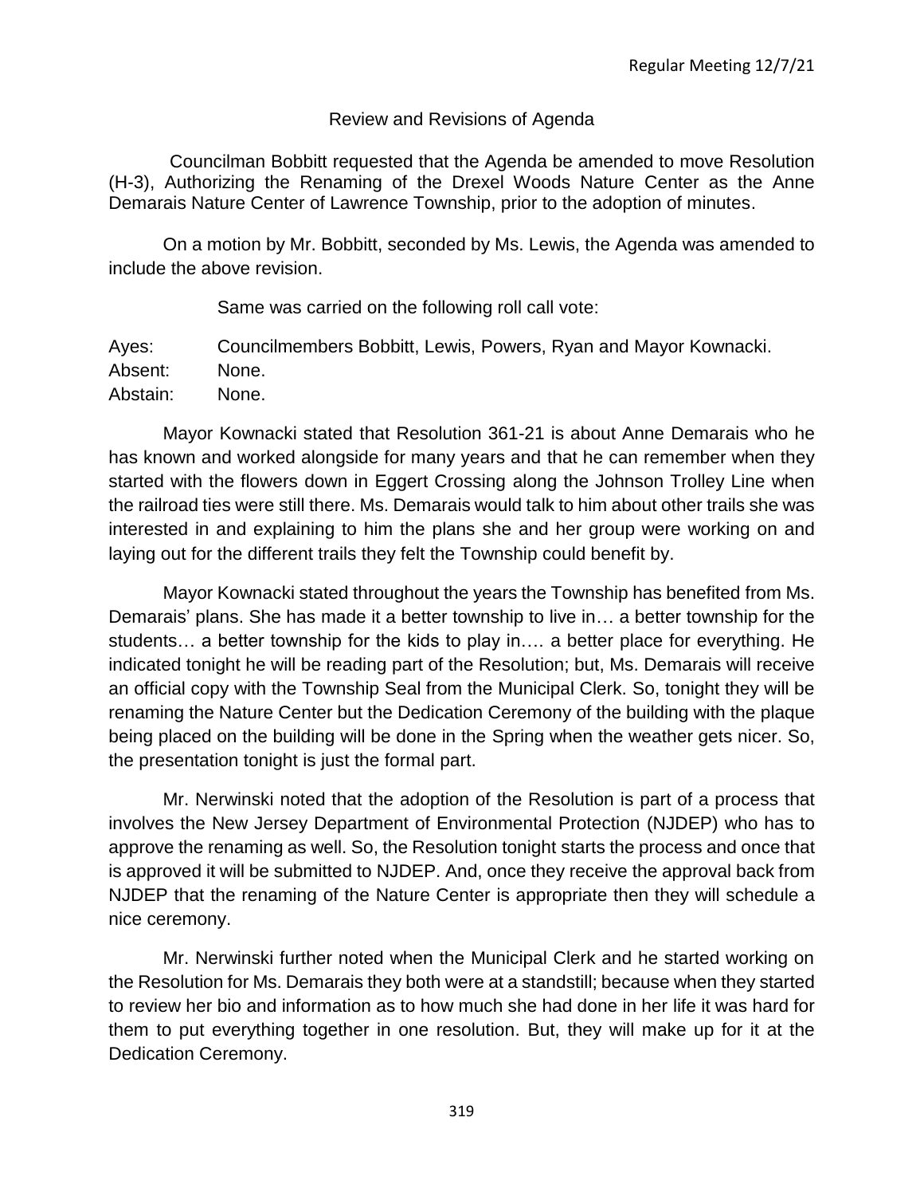## Review and Revisions of Agenda

Councilman Bobbitt requested that the Agenda be amended to move Resolution (H-3), Authorizing the Renaming of the Drexel Woods Nature Center as the Anne Demarais Nature Center of Lawrence Township, prior to the adoption of minutes.

On a motion by Mr. Bobbitt, seconded by Ms. Lewis, the Agenda was amended to include the above revision.

Same was carried on the following roll call vote:

Ayes: Councilmembers Bobbitt, Lewis, Powers, Ryan and Mayor Kownacki.
Absent: None.
Abstain: None.

Mayor Kownacki stated that Resolution 361-21 is about Anne Demarais who he has known and worked alongside for many years and that he can remember when they started with the flowers down in Eggert Crossing along the Johnson Trolley Line when the railroad ties were still there. Ms. Demarais would talk to him about other trails she was interested in and explaining to him the plans she and her group were working on and laying out for the different trails they felt the Township could benefit by.

Mayor Kownacki stated throughout the years the Township has benefited from Ms. Demarais' plans. She has made it a better township to live in… a better township for the students… a better township for the kids to play in…. a better place for everything. He indicated tonight he will be reading part of the Resolution; but, Ms. Demarais will receive an official copy with the Township Seal from the Municipal Clerk. So, tonight they will be renaming the Nature Center but the Dedication Ceremony of the building with the plaque being placed on the building will be done in the Spring when the weather gets nicer. So, the presentation tonight is just the formal part.

Mr. Nerwinski noted that the adoption of the Resolution is part of a process that involves the New Jersey Department of Environmental Protection (NJDEP) who has to approve the renaming as well. So, the Resolution tonight starts the process and once that is approved it will be submitted to NJDEP. And, once they receive the approval back from NJDEP that the renaming of the Nature Center is appropriate then they will schedule a nice ceremony.

Mr. Nerwinski further noted when the Municipal Clerk and he started working on the Resolution for Ms. Demarais they both were at a standstill; because when they started to review her bio and information as to how much she had done in her life it was hard for them to put everything together in one resolution. But, they will make up for it at the Dedication Ceremony.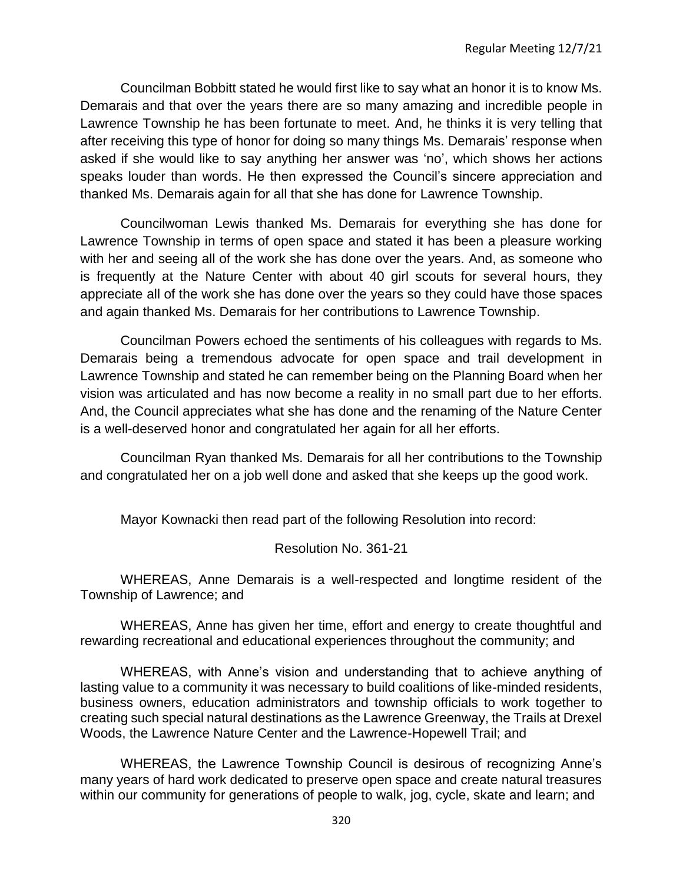Councilman Bobbitt stated he would first like to say what an honor it is to know Ms. Demarais and that over the years there are so many amazing and incredible people in Lawrence Township he has been fortunate to meet. And, he thinks it is very telling that after receiving this type of honor for doing so many things Ms. Demarais' response when asked if she would like to say anything her answer was 'no', which shows her actions speaks louder than words. He then expressed the Council's sincere appreciation and thanked Ms. Demarais again for all that she has done for Lawrence Township.

Councilwoman Lewis thanked Ms. Demarais for everything she has done for Lawrence Township in terms of open space and stated it has been a pleasure working with her and seeing all of the work she has done over the years. And, as someone who is frequently at the Nature Center with about 40 girl scouts for several hours, they appreciate all of the work she has done over the years so they could have those spaces and again thanked Ms. Demarais for her contributions to Lawrence Township.

Councilman Powers echoed the sentiments of his colleagues with regards to Ms. Demarais being a tremendous advocate for open space and trail development in Lawrence Township and stated he can remember being on the Planning Board when her vision was articulated and has now become a reality in no small part due to her efforts. And, the Council appreciates what she has done and the renaming of the Nature Center is a well-deserved honor and congratulated her again for all her efforts.

Councilman Ryan thanked Ms. Demarais for all her contributions to the Township and congratulated her on a job well done and asked that she keeps up the good work.

Mayor Kownacki then read part of the following Resolution into record:

Resolution No. 361-21

WHEREAS, Anne Demarais is a well-respected and longtime resident of the Township of Lawrence; and

WHEREAS, Anne has given her time, effort and energy to create thoughtful and rewarding recreational and educational experiences throughout the community; and

WHEREAS, with Anne's vision and understanding that to achieve anything of lasting value to a community it was necessary to build coalitions of like-minded residents, business owners, education administrators and township officials to work together to creating such special natural destinations as the Lawrence Greenway, the Trails at Drexel Woods, the Lawrence Nature Center and the Lawrence-Hopewell Trail; and

WHEREAS, the Lawrence Township Council is desirous of recognizing Anne's many years of hard work dedicated to preserve open space and create natural treasures within our community for generations of people to walk, jog, cycle, skate and learn; and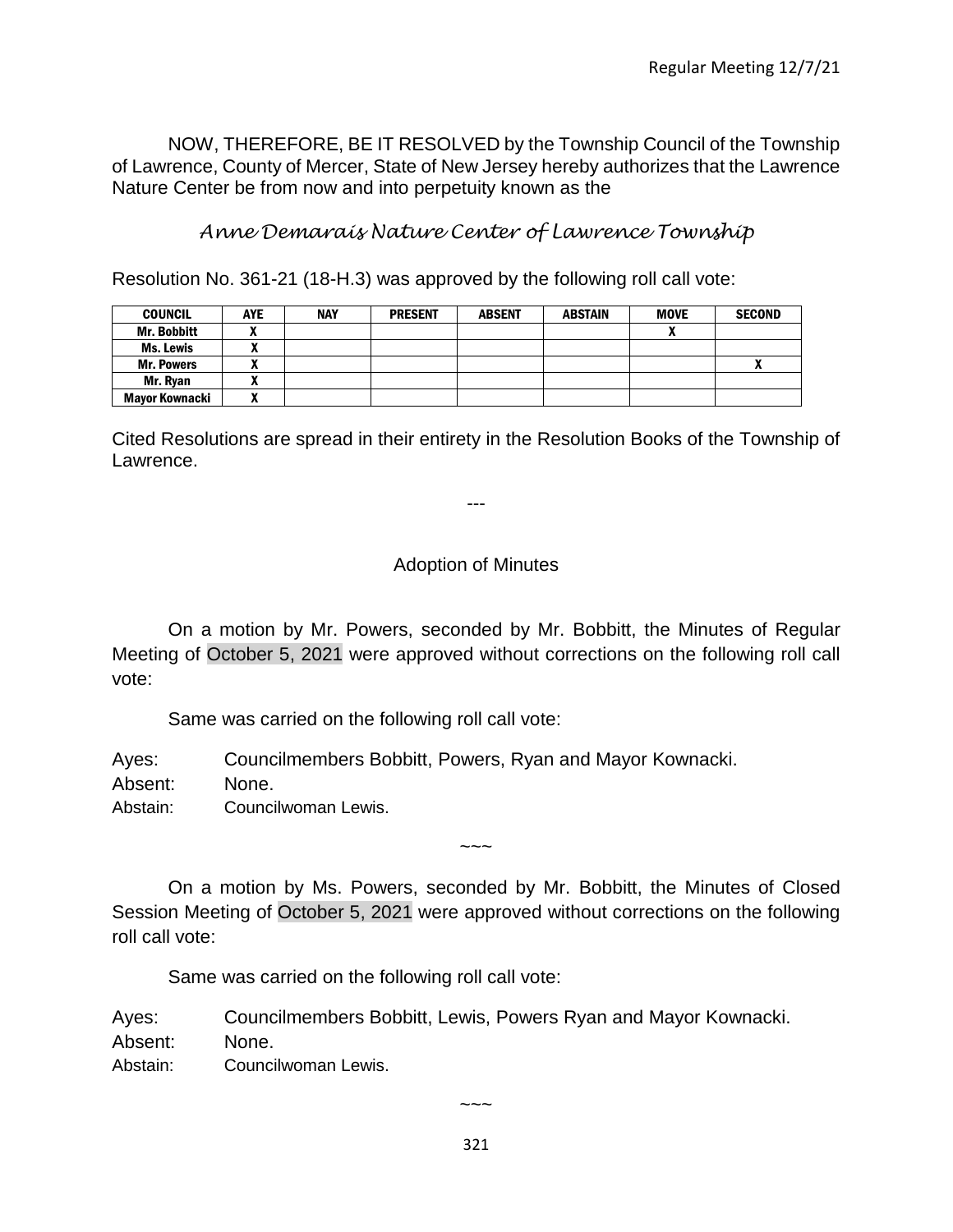NOW, THEREFORE, BE IT RESOLVED by the Township Council of the Township of Lawrence, County of Mercer, State of New Jersey hereby authorizes that the Lawrence Nature Center be from now and into perpetuity known as the

*Anne Demarais Nature Center of Lawrence Township*

Resolution No. 361-21 (18-H.3) was approved by the following roll call vote:

| COUNCIL | AYE | NAY | PRESENT | ABSENT | ABSTAIN | MOVE | SECOND |
|---|---|---|---|---|---|---|---|
| Mr. Bobbitt | X | | | | | X | |
| Ms. Lewis | X | | | | | | |
| Mr. Powers | X | | | | | | X |
| Mr. Ryan | X | | | | | | |
| Mayor Kownacki | X | | | | | | |

Cited Resolutions are spread in their entirety in the Resolution Books of the Township of Lawrence.

---

Adoption of Minutes

On a motion by Mr. Powers, seconded by Mr. Bobbitt, the Minutes of Regular Meeting of October 5, 2021 were approved without corrections on the following roll call vote:

Same was carried on the following roll call vote:

Ayes: Councilmembers Bobbitt, Powers, Ryan and Mayor Kownacki.
Absent: None.
Abstain: Councilwoman Lewis.

~~~

On a motion by Ms. Powers, seconded by Mr. Bobbitt, the Minutes of Closed Session Meeting of October 5, 2021 were approved without corrections on the following roll call vote:

Same was carried on the following roll call vote:

Ayes: Councilmembers Bobbitt, Lewis, Powers Ryan and Mayor Kownacki.
Absent: None.
Abstain: Councilwoman Lewis.

~~~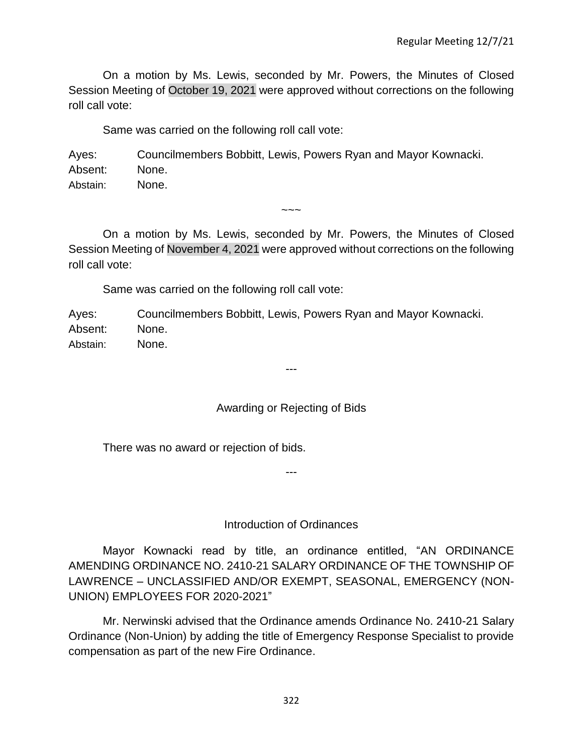On a motion by Ms. Lewis, seconded by Mr. Powers, the Minutes of Closed Session Meeting of October 19, 2021 were approved without corrections on the following roll call vote:

Same was carried on the following roll call vote:

Ayes: Councilmembers Bobbitt, Lewis, Powers Ryan and Mayor Kownacki.
Absent: None.
Abstain: None.

~~~

On a motion by Ms. Lewis, seconded by Mr. Powers, the Minutes of Closed Session Meeting of November 4, 2021 were approved without corrections on the following roll call vote:

Same was carried on the following roll call vote:

Ayes: Councilmembers Bobbitt, Lewis, Powers Ryan and Mayor Kownacki.
Absent: None.
Abstain: None.

---

## Awarding or Rejecting of Bids

There was no award or rejection of bids.

---

## Introduction of Ordinances

Mayor Kownacki read by title, an ordinance entitled, "AN ORDINANCE AMENDING ORDINANCE NO. 2410-21 SALARY ORDINANCE OF THE TOWNSHIP OF LAWRENCE – UNCLASSIFIED AND/OR EXEMPT, SEASONAL, EMERGENCY (NON-UNION) EMPLOYEES FOR 2020-2021"

Mr. Nerwinski advised that the Ordinance amends Ordinance No. 2410-21 Salary Ordinance (Non-Union) by adding the title of Emergency Response Specialist to provide compensation as part of the new Fire Ordinance.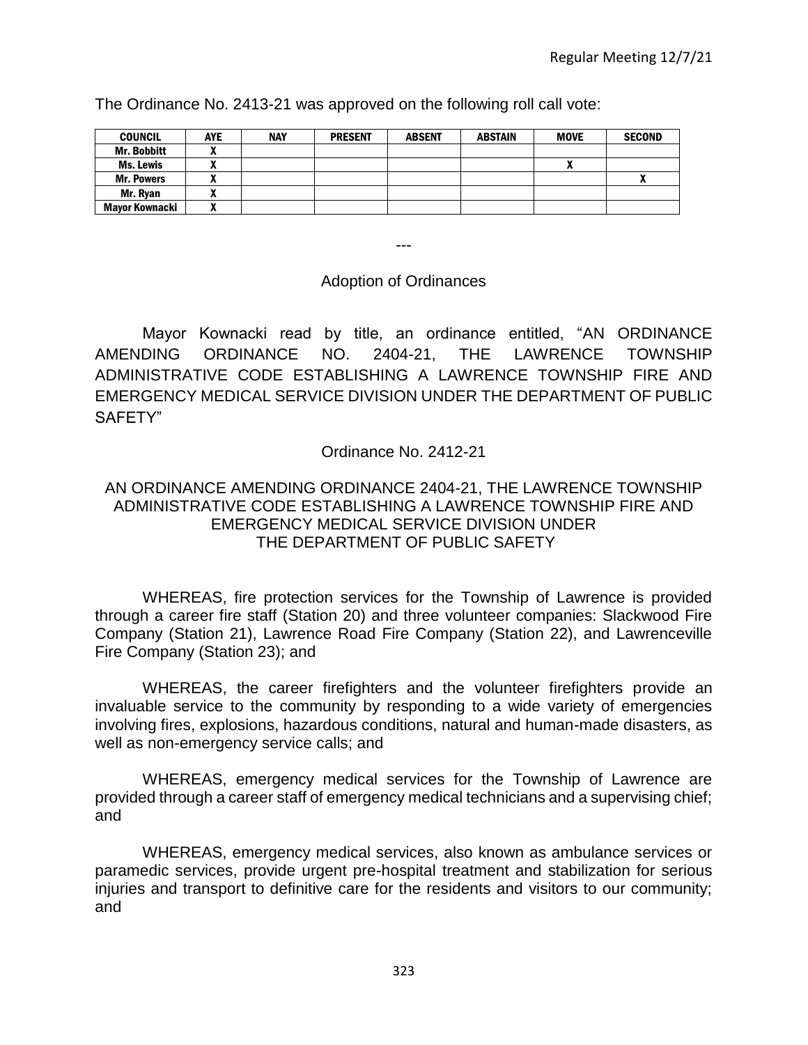The Ordinance No. 2413-21 was approved on the following roll call vote:

| COUNCIL | AYE | NAY | PRESENT | ABSENT | ABSTAIN | MOVE | SECOND |
|---|---|---|---|---|---|---|---|
| Mr. Bobbitt | X | | | | | | |
| Ms. Lewis | X | | | | | X | |
| Mr. Powers | X | | | | | | X |
| Mr. Ryan | X | | | | | | |
| Mayor Kownacki | X | | | | | | |

---

## Adoption of Ordinances

Mayor Kownacki read by title, an ordinance entitled, "AN ORDINANCE AMENDING ORDINANCE NO. 2404-21, THE LAWRENCE TOWNSHIP ADMINISTRATIVE CODE ESTABLISHING A LAWRENCE TOWNSHIP FIRE AND EMERGENCY MEDICAL SERVICE DIVISION UNDER THE DEPARTMENT OF PUBLIC SAFETY"

Ordinance No. 2412-21

AN ORDINANCE AMENDING ORDINANCE 2404-21, THE LAWRENCE TOWNSHIP ADMINISTRATIVE CODE ESTABLISHING A LAWRENCE TOWNSHIP FIRE AND EMERGENCY MEDICAL SERVICE DIVISION UNDER THE DEPARTMENT OF PUBLIC SAFETY

WHEREAS, fire protection services for the Township of Lawrence is provided through a career fire staff (Station 20) and three volunteer companies: Slackwood Fire Company (Station 21), Lawrence Road Fire Company (Station 22), and Lawrenceville Fire Company (Station 23); and

WHEREAS, the career firefighters and the volunteer firefighters provide an invaluable service to the community by responding to a wide variety of emergencies involving fires, explosions, hazardous conditions, natural and human-made disasters, as well as non-emergency service calls; and

WHEREAS, emergency medical services for the Township of Lawrence are provided through a career staff of emergency medical technicians and a supervising chief; and

WHEREAS, emergency medical services, also known as ambulance services or paramedic services, provide urgent pre-hospital treatment and stabilization for serious injuries and transport to definitive care for the residents and visitors to our community; and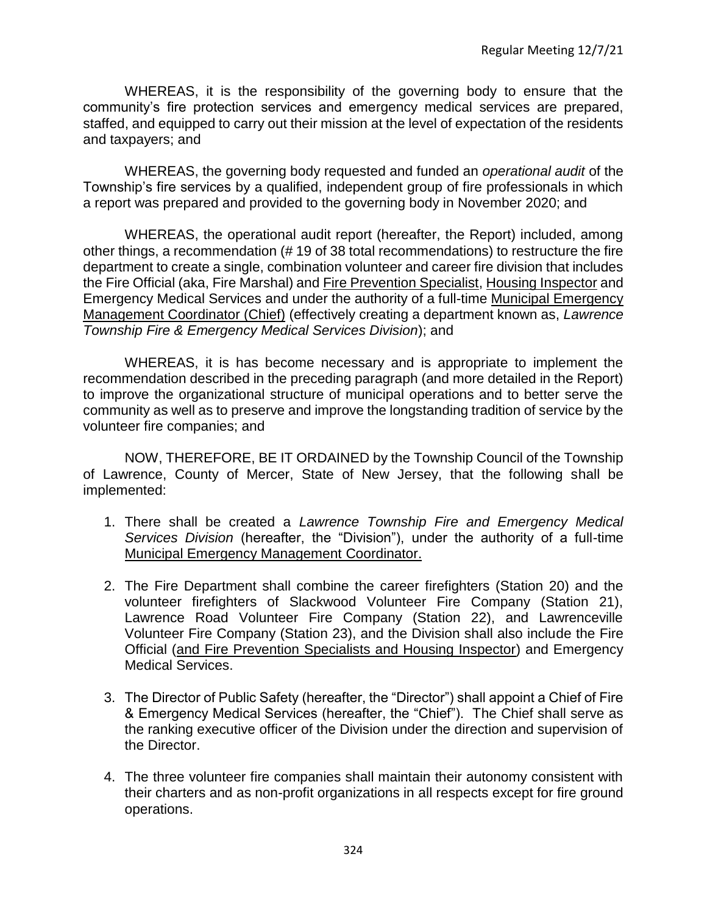WHEREAS, it is the responsibility of the governing body to ensure that the community's fire protection services and emergency medical services are prepared, staffed, and equipped to carry out their mission at the level of expectation of the residents and taxpayers; and

WHEREAS, the governing body requested and funded an *operational audit* of the Township's fire services by a qualified, independent group of fire professionals in which a report was prepared and provided to the governing body in November 2020; and

WHEREAS, the operational audit report (hereafter, the Report) included, among other things, a recommendation (# 19 of 38 total recommendations) to restructure the fire department to create a single, combination volunteer and career fire division that includes the Fire Official (aka, Fire Marshal) and <u>Fire Prevention Specialist</u>, <u>Housing Inspector</u> and Emergency Medical Services and under the authority of a full-time <u>Municipal Emergency Management Coordinator (Chief)</u> (effectively creating a department known as, *Lawrence Township Fire & Emergency Medical Services Division*); and

WHEREAS, it is has become necessary and is appropriate to implement the recommendation described in the preceding paragraph (and more detailed in the Report) to improve the organizational structure of municipal operations and to better serve the community as well as to preserve and improve the longstanding tradition of service by the volunteer fire companies; and

NOW, THEREFORE, BE IT ORDAINED by the Township Council of the Township of Lawrence, County of Mercer, State of New Jersey, that the following shall be implemented:

1. There shall be created a *Lawrence Township Fire and Emergency Medical Services Division* (hereafter, the "Division"), under the authority of a full-time <u>Municipal Emergency Management Coordinator.</u>

2. The Fire Department shall combine the career firefighters (Station 20) and the volunteer firefighters of Slackwood Volunteer Fire Company (Station 21), Lawrence Road Volunteer Fire Company (Station 22), and Lawrenceville Volunteer Fire Company (Station 23), and the Division shall also include the Fire Official (<u>and Fire Prevention Specialists and Housing Inspector</u>) and Emergency Medical Services.

3. The Director of Public Safety (hereafter, the "Director") shall appoint a Chief of Fire & Emergency Medical Services (hereafter, the "Chief"). The Chief shall serve as the ranking executive officer of the Division under the direction and supervision of the Director.

4. The three volunteer fire companies shall maintain their autonomy consistent with their charters and as non-profit organizations in all respects except for fire ground operations.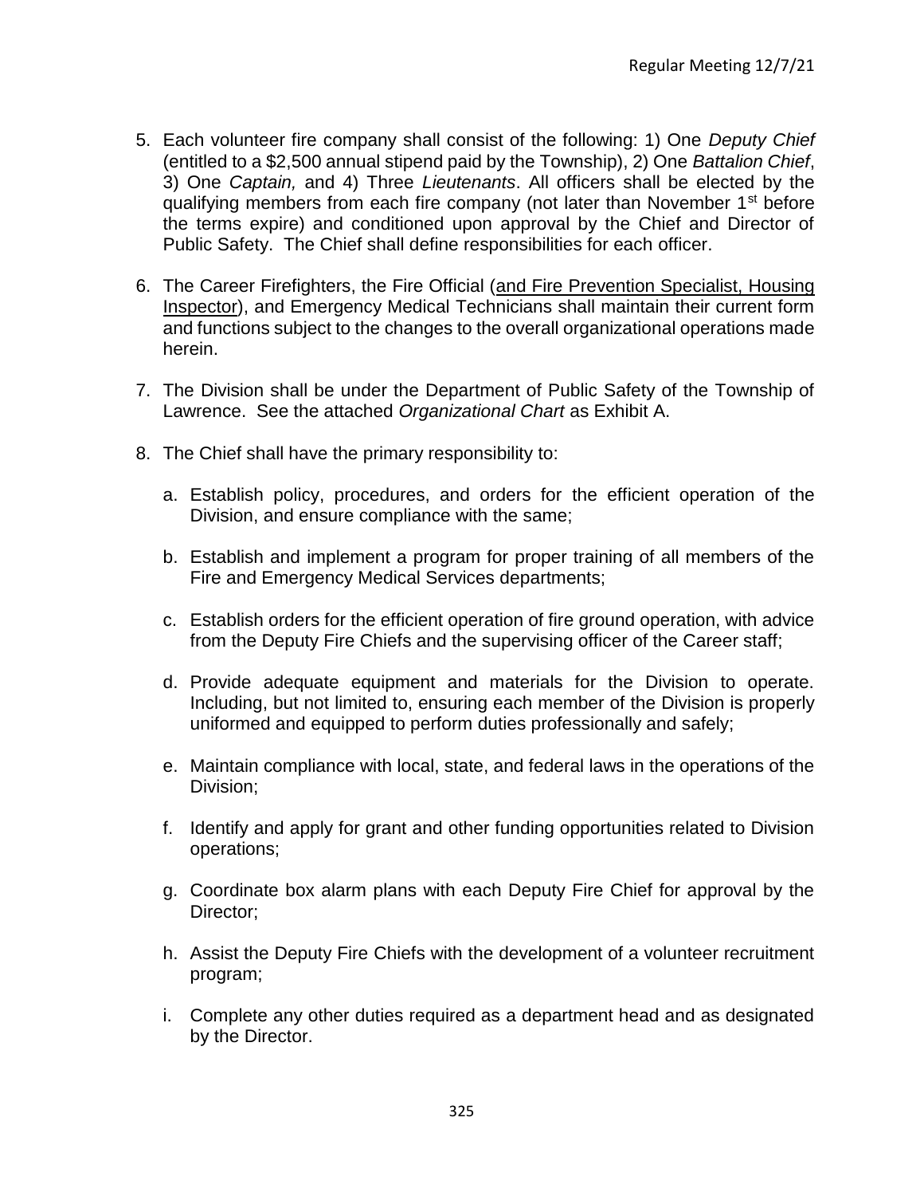5. Each volunteer fire company shall consist of the following: 1) One *Deputy Chief* (entitled to a $2,500 annual stipend paid by the Township), 2) One *Battalion Chief*, 3) One *Captain,* and 4) Three *Lieutenants*. All officers shall be elected by the qualifying members from each fire company (not later than November 1st before the terms expire) and conditioned upon approval by the Chief and Director of Public Safety. The Chief shall define responsibilities for each officer.

6. The Career Firefighters, the Fire Official (<u>and Fire Prevention Specialist, Housing Inspector</u>), and Emergency Medical Technicians shall maintain their current form and functions subject to the changes to the overall organizational operations made herein.

7. The Division shall be under the Department of Public Safety of the Township of Lawrence. See the attached *Organizational Chart* as Exhibit A.

8. The Chief shall have the primary responsibility to:

   a. Establish policy, procedures, and orders for the efficient operation of the Division, and ensure compliance with the same;

   b. Establish and implement a program for proper training of all members of the Fire and Emergency Medical Services departments;

   c. Establish orders for the efficient operation of fire ground operation, with advice from the Deputy Fire Chiefs and the supervising officer of the Career staff;

   d. Provide adequate equipment and materials for the Division to operate. Including, but not limited to, ensuring each member of the Division is properly uniformed and equipped to perform duties professionally and safely;

   e. Maintain compliance with local, state, and federal laws in the operations of the Division;

   f. Identify and apply for grant and other funding opportunities related to Division operations;

   g. Coordinate box alarm plans with each Deputy Fire Chief for approval by the Director;

   h. Assist the Deputy Fire Chiefs with the development of a volunteer recruitment program;

   i. Complete any other duties required as a department head and as designated by the Director.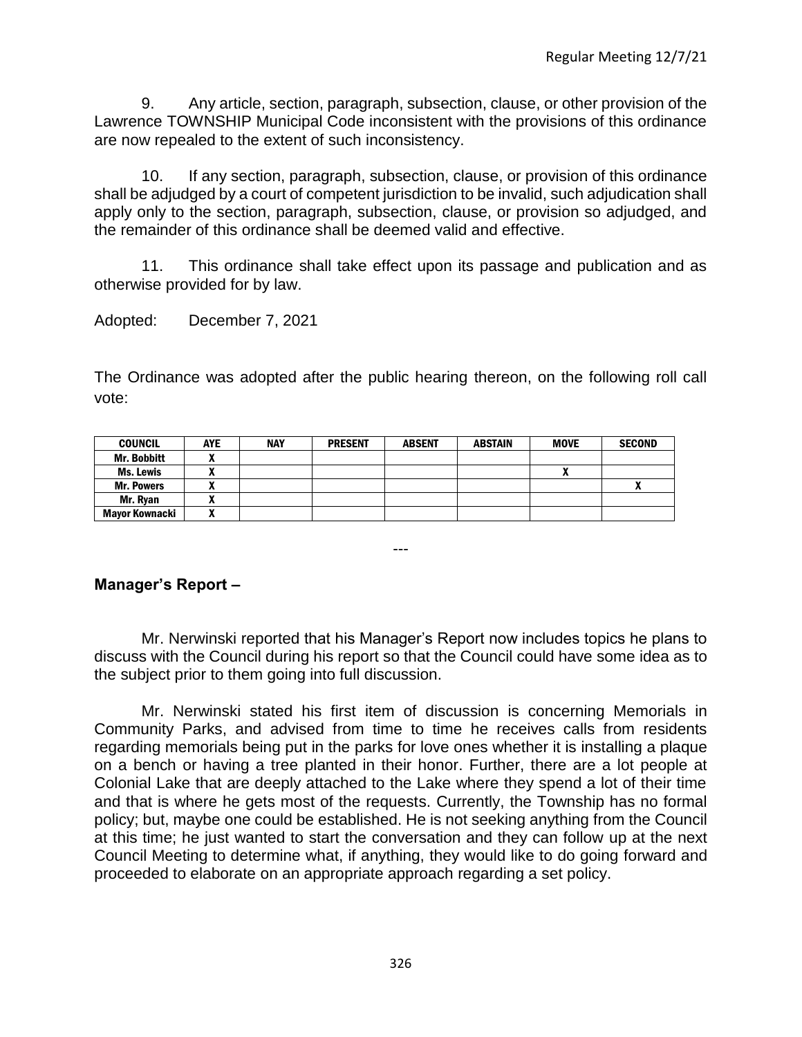9. Any article, section, paragraph, subsection, clause, or other provision of the Lawrence TOWNSHIP Municipal Code inconsistent with the provisions of this ordinance are now repealed to the extent of such inconsistency.

10. If any section, paragraph, subsection, clause, or provision of this ordinance shall be adjudged by a court of competent jurisdiction to be invalid, such adjudication shall apply only to the section, paragraph, subsection, clause, or provision so adjudged, and the remainder of this ordinance shall be deemed valid and effective.

11. This ordinance shall take effect upon its passage and publication and as otherwise provided for by law.

Adopted: December 7, 2021

The Ordinance was adopted after the public hearing thereon, on the following roll call vote:

| COUNCIL | AYE | NAY | PRESENT | ABSENT | ABSTAIN | MOVE | SECOND |
|---|---|---|---|---|---|---|---|
| Mr. Bobbitt | X | | | | | | |
| Ms. Lewis | X | | | | | X | |
| Mr. Powers | X | | | | | | X |
| Mr. Ryan | X | | | | | | |
| Mayor Kownacki | X | | | | | | |

---

## Manager's Report –

Mr. Nerwinski reported that his Manager's Report now includes topics he plans to discuss with the Council during his report so that the Council could have some idea as to the subject prior to them going into full discussion.

Mr. Nerwinski stated his first item of discussion is concerning Memorials in Community Parks, and advised from time to time he receives calls from residents regarding memorials being put in the parks for love ones whether it is installing a plaque on a bench or having a tree planted in their honor. Further, there are a lot people at Colonial Lake that are deeply attached to the Lake where they spend a lot of their time and that is where he gets most of the requests. Currently, the Township has no formal policy; but, maybe one could be established. He is not seeking anything from the Council at this time; he just wanted to start the conversation and they can follow up at the next Council Meeting to determine what, if anything, they would like to do going forward and proceeded to elaborate on an appropriate approach regarding a set policy.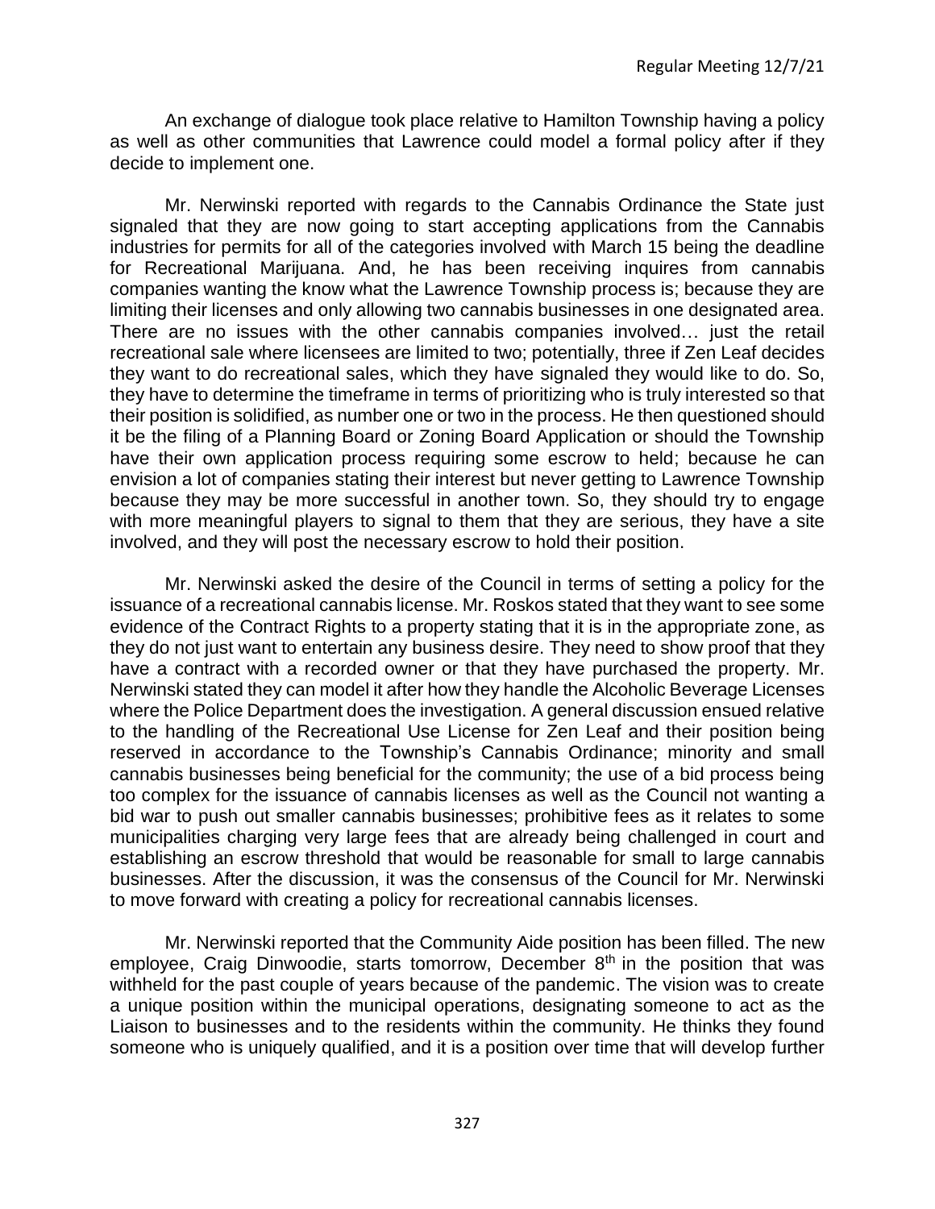An exchange of dialogue took place relative to Hamilton Township having a policy as well as other communities that Lawrence could model a formal policy after if they decide to implement one.

Mr. Nerwinski reported with regards to the Cannabis Ordinance the State just signaled that they are now going to start accepting applications from the Cannabis industries for permits for all of the categories involved with March 15 being the deadline for Recreational Marijuana. And, he has been receiving inquires from cannabis companies wanting the know what the Lawrence Township process is; because they are limiting their licenses and only allowing two cannabis businesses in one designated area. There are no issues with the other cannabis companies involved… just the retail recreational sale where licensees are limited to two; potentially, three if Zen Leaf decides they want to do recreational sales, which they have signaled they would like to do. So, they have to determine the timeframe in terms of prioritizing who is truly interested so that their position is solidified, as number one or two in the process. He then questioned should it be the filing of a Planning Board or Zoning Board Application or should the Township have their own application process requiring some escrow to held; because he can envision a lot of companies stating their interest but never getting to Lawrence Township because they may be more successful in another town. So, they should try to engage with more meaningful players to signal to them that they are serious, they have a site involved, and they will post the necessary escrow to hold their position.

Mr. Nerwinski asked the desire of the Council in terms of setting a policy for the issuance of a recreational cannabis license. Mr. Roskos stated that they want to see some evidence of the Contract Rights to a property stating that it is in the appropriate zone, as they do not just want to entertain any business desire. They need to show proof that they have a contract with a recorded owner or that they have purchased the property. Mr. Nerwinski stated they can model it after how they handle the Alcoholic Beverage Licenses where the Police Department does the investigation. A general discussion ensued relative to the handling of the Recreational Use License for Zen Leaf and their position being reserved in accordance to the Township's Cannabis Ordinance; minority and small cannabis businesses being beneficial for the community; the use of a bid process being too complex for the issuance of cannabis licenses as well as the Council not wanting a bid war to push out smaller cannabis businesses; prohibitive fees as it relates to some municipalities charging very large fees that are already being challenged in court and establishing an escrow threshold that would be reasonable for small to large cannabis businesses. After the discussion, it was the consensus of the Council for Mr. Nerwinski to move forward with creating a policy for recreational cannabis licenses.

Mr. Nerwinski reported that the Community Aide position has been filled. The new employee, Craig Dinwoodie, starts tomorrow, December 8th in the position that was withheld for the past couple of years because of the pandemic. The vision was to create a unique position within the municipal operations, designating someone to act as the Liaison to businesses and to the residents within the community. He thinks they found someone who is uniquely qualified, and it is a position over time that will develop further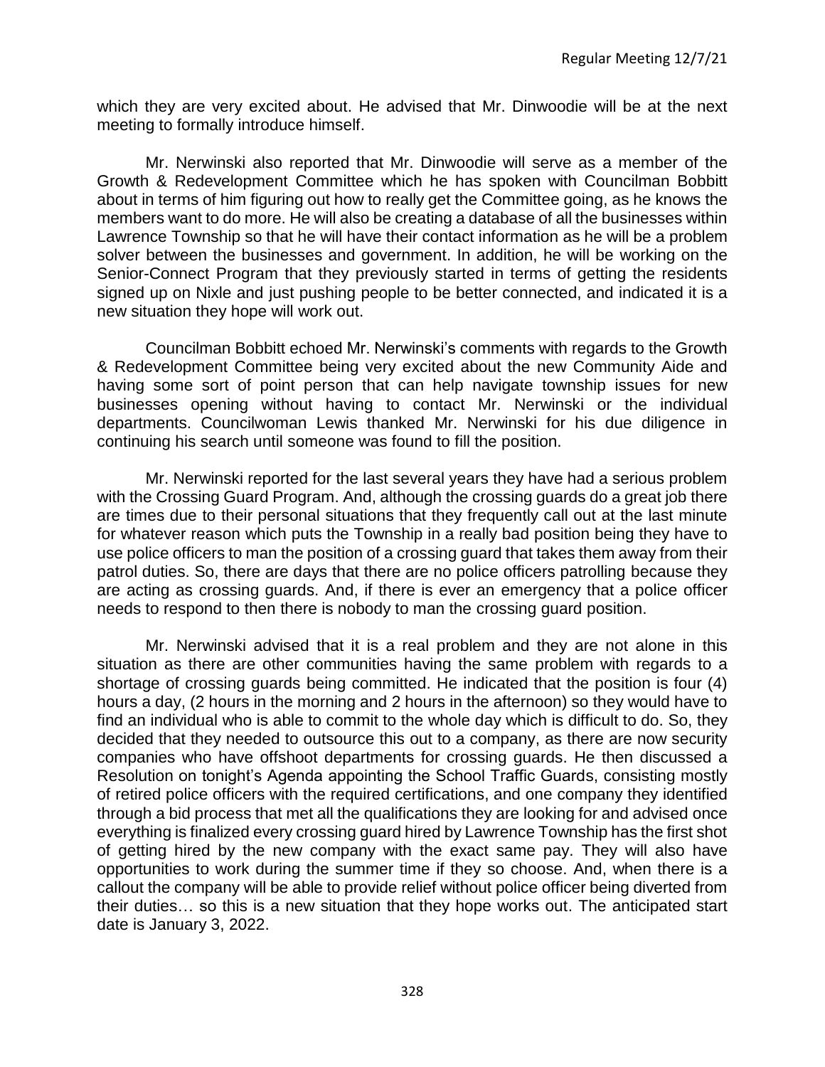which they are very excited about. He advised that Mr. Dinwoodie will be at the next meeting to formally introduce himself.

Mr. Nerwinski also reported that Mr. Dinwoodie will serve as a member of the Growth & Redevelopment Committee which he has spoken with Councilman Bobbitt about in terms of him figuring out how to really get the Committee going, as he knows the members want to do more. He will also be creating a database of all the businesses within Lawrence Township so that he will have their contact information as he will be a problem solver between the businesses and government. In addition, he will be working on the Senior-Connect Program that they previously started in terms of getting the residents signed up on Nixle and just pushing people to be better connected, and indicated it is a new situation they hope will work out.

Councilman Bobbitt echoed Mr. Nerwinski's comments with regards to the Growth & Redevelopment Committee being very excited about the new Community Aide and having some sort of point person that can help navigate township issues for new businesses opening without having to contact Mr. Nerwinski or the individual departments. Councilwoman Lewis thanked Mr. Nerwinski for his due diligence in continuing his search until someone was found to fill the position.

Mr. Nerwinski reported for the last several years they have had a serious problem with the Crossing Guard Program. And, although the crossing guards do a great job there are times due to their personal situations that they frequently call out at the last minute for whatever reason which puts the Township in a really bad position being they have to use police officers to man the position of a crossing guard that takes them away from their patrol duties. So, there are days that there are no police officers patrolling because they are acting as crossing guards. And, if there is ever an emergency that a police officer needs to respond to then there is nobody to man the crossing guard position.

Mr. Nerwinski advised that it is a real problem and they are not alone in this situation as there are other communities having the same problem with regards to a shortage of crossing guards being committed. He indicated that the position is four (4) hours a day, (2 hours in the morning and 2 hours in the afternoon) so they would have to find an individual who is able to commit to the whole day which is difficult to do. So, they decided that they needed to outsource this out to a company, as there are now security companies who have offshoot departments for crossing guards. He then discussed a Resolution on tonight's Agenda appointing the School Traffic Guards, consisting mostly of retired police officers with the required certifications, and one company they identified through a bid process that met all the qualifications they are looking for and advised once everything is finalized every crossing guard hired by Lawrence Township has the first shot of getting hired by the new company with the exact same pay. They will also have opportunities to work during the summer time if they so choose. And, when there is a callout the company will be able to provide relief without police officer being diverted from their duties… so this is a new situation that they hope works out. The anticipated start date is January 3, 2022.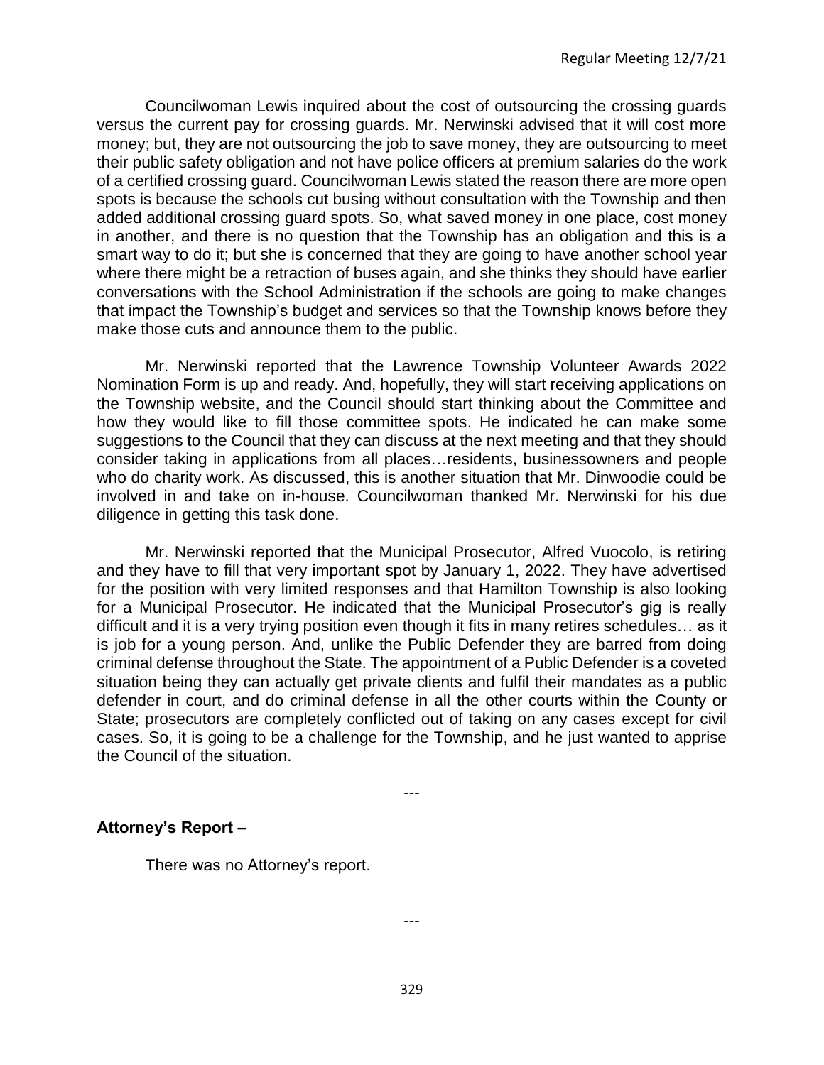Councilwoman Lewis inquired about the cost of outsourcing the crossing guards versus the current pay for crossing guards. Mr. Nerwinski advised that it will cost more money; but, they are not outsourcing the job to save money, they are outsourcing to meet their public safety obligation and not have police officers at premium salaries do the work of a certified crossing guard. Councilwoman Lewis stated the reason there are more open spots is because the schools cut busing without consultation with the Township and then added additional crossing guard spots. So, what saved money in one place, cost money in another, and there is no question that the Township has an obligation and this is a smart way to do it; but she is concerned that they are going to have another school year where there might be a retraction of buses again, and she thinks they should have earlier conversations with the School Administration if the schools are going to make changes that impact the Township's budget and services so that the Township knows before they make those cuts and announce them to the public.

Mr. Nerwinski reported that the Lawrence Township Volunteer Awards 2022 Nomination Form is up and ready. And, hopefully, they will start receiving applications on the Township website, and the Council should start thinking about the Committee and how they would like to fill those committee spots. He indicated he can make some suggestions to the Council that they can discuss at the next meeting and that they should consider taking in applications from all places…residents, businessowners and people who do charity work. As discussed, this is another situation that Mr. Dinwoodie could be involved in and take on in-house. Councilwoman thanked Mr. Nerwinski for his due diligence in getting this task done.

Mr. Nerwinski reported that the Municipal Prosecutor, Alfred Vuocolo, is retiring and they have to fill that very important spot by January 1, 2022. They have advertised for the position with very limited responses and that Hamilton Township is also looking for a Municipal Prosecutor. He indicated that the Municipal Prosecutor's gig is really difficult and it is a very trying position even though it fits in many retires schedules… as it is job for a young person. And, unlike the Public Defender they are barred from doing criminal defense throughout the State. The appointment of a Public Defender is a coveted situation being they can actually get private clients and fulfil their mandates as a public defender in court, and do criminal defense in all the other courts within the County or State; prosecutors are completely conflicted out of taking on any cases except for civil cases. So, it is going to be a challenge for the Township, and he just wanted to apprise the Council of the situation.

---

## Attorney's Report –

There was no Attorney's report.

---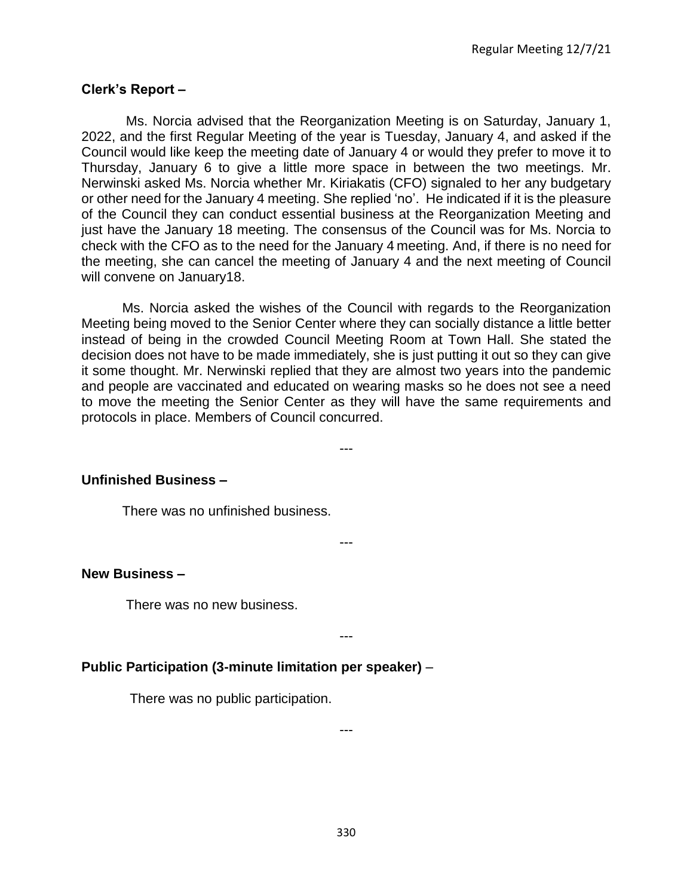**Clerk's Report –**

Ms. Norcia advised that the Reorganization Meeting is on Saturday, January 1, 2022, and the first Regular Meeting of the year is Tuesday, January 4, and asked if the Council would like keep the meeting date of January 4 or would they prefer to move it to Thursday, January 6 to give a little more space in between the two meetings. Mr. Nerwinski asked Ms. Norcia whether Mr. Kiriakatis (CFO) signaled to her any budgetary or other need for the January 4 meeting. She replied 'no'. He indicated if it is the pleasure of the Council they can conduct essential business at the Reorganization Meeting and just have the January 18 meeting. The consensus of the Council was for Ms. Norcia to check with the CFO as to the need for the January 4 meeting. And, if there is no need for the meeting, she can cancel the meeting of January 4 and the next meeting of Council will convene on January18.

Ms. Norcia asked the wishes of the Council with regards to the Reorganization Meeting being moved to the Senior Center where they can socially distance a little better instead of being in the crowded Council Meeting Room at Town Hall. She stated the decision does not have to be made immediately, she is just putting it out so they can give it some thought. Mr. Nerwinski replied that they are almost two years into the pandemic and people are vaccinated and educated on wearing masks so he does not see a need to move the meeting the Senior Center as they will have the same requirements and protocols in place. Members of Council concurred.

---

**Unfinished Business –**

There was no unfinished business.

---

**New Business –**

There was no new business.

---

**Public Participation (3-minute limitation per speaker)** –

There was no public participation.

---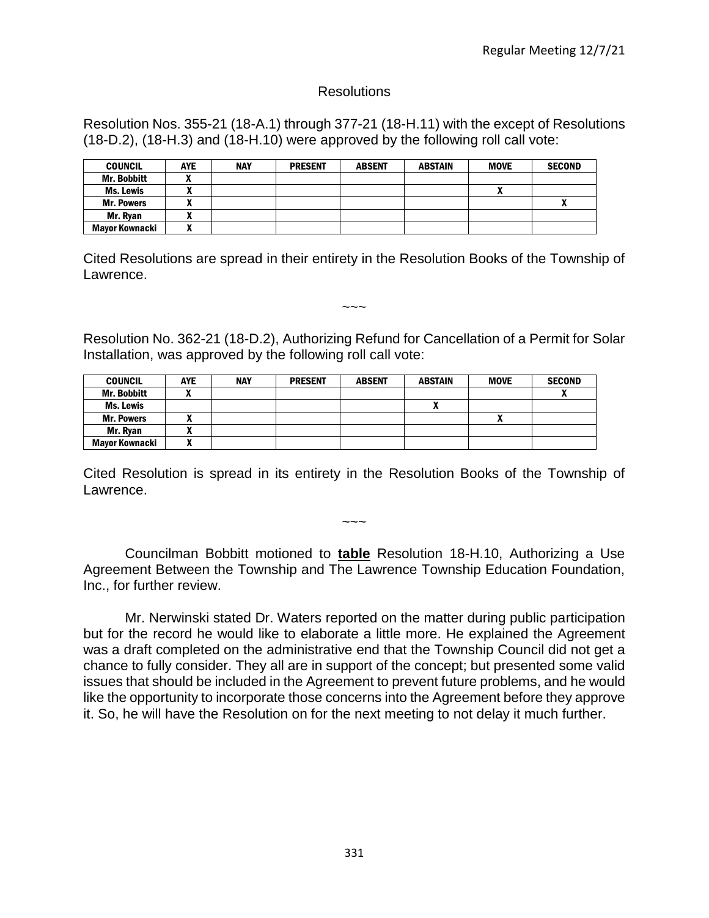## Resolutions

Resolution Nos. 355-21 (18-A.1) through 377-21 (18-H.11) with the except of Resolutions (18-D.2), (18-H.3) and (18-H.10) were approved by the following roll call vote:

| COUNCIL | AYE | NAY | PRESENT | ABSENT | ABSTAIN | MOVE | SECOND |
|---|---|---|---|---|---|---|---|
| Mr. Bobbitt | X | | | | | | |
| Ms. Lewis | X | | | | | X | |
| Mr. Powers | X | | | | | | X |
| Mr. Ryan | X | | | | | | |
| Mayor Kownacki | X | | | | | | |

Cited Resolutions are spread in their entirety in the Resolution Books of the Township of Lawrence.

~~~

Resolution No. 362-21 (18-D.2), Authorizing Refund for Cancellation of a Permit for Solar Installation, was approved by the following roll call vote:

| COUNCIL | AYE | NAY | PRESENT | ABSENT | ABSTAIN | MOVE | SECOND |
|---|---|---|---|---|---|---|---|
| Mr. Bobbitt | X | | | | | | X |
| Ms. Lewis | | | | | X | | |
| Mr. Powers | X | | | | | X | |
| Mr. Ryan | X | | | | | | |
| Mayor Kownacki | X | | | | | | |

Cited Resolution is spread in its entirety in the Resolution Books of the Township of Lawrence.

~~~

Councilman Bobbitt motioned to **table** Resolution 18-H.10, Authorizing a Use Agreement Between the Township and The Lawrence Township Education Foundation, Inc., for further review.

Mr. Nerwinski stated Dr. Waters reported on the matter during public participation but for the record he would like to elaborate a little more. He explained the Agreement was a draft completed on the administrative end that the Township Council did not get a chance to fully consider. They all are in support of the concept; but presented some valid issues that should be included in the Agreement to prevent future problems, and he would like the opportunity to incorporate those concerns into the Agreement before they approve it. So, he will have the Resolution on for the next meeting to not delay it much further.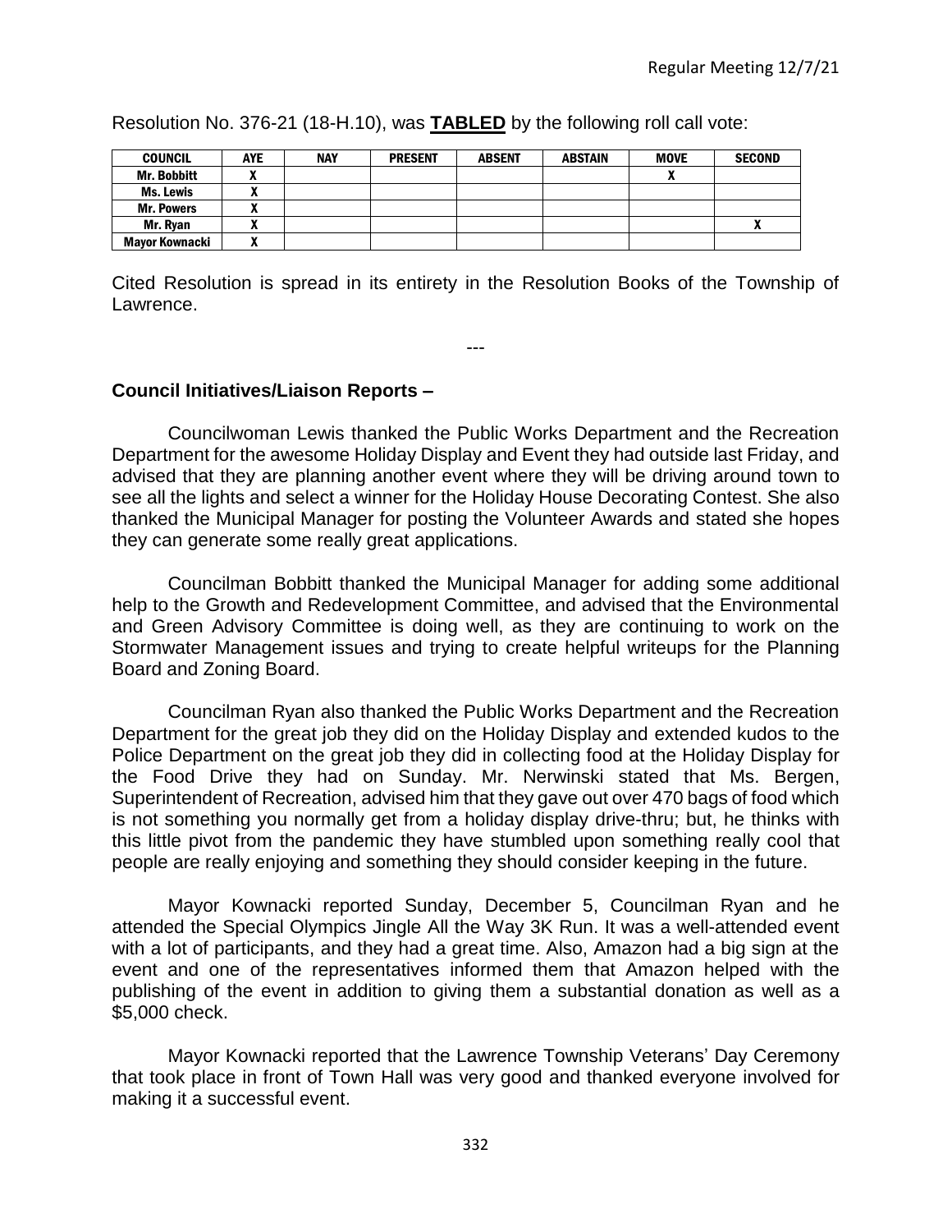Resolution No. 376-21 (18-H.10), was **TABLED** by the following roll call vote:

| COUNCIL | AYE | NAY | PRESENT | ABSENT | ABSTAIN | MOVE | SECOND |
|---|---|---|---|---|---|---|---|
| Mr. Bobbitt | X | | | | | X | |
| Ms. Lewis | X | | | | | | |
| Mr. Powers | X | | | | | | |
| Mr. Ryan | X | | | | | | X |
| Mayor Kownacki | X | | | | | | |

Cited Resolution is spread in its entirety in the Resolution Books of the Township of Lawrence.

---

**Council Initiatives/Liaison Reports –**

Councilwoman Lewis thanked the Public Works Department and the Recreation Department for the awesome Holiday Display and Event they had outside last Friday, and advised that they are planning another event where they will be driving around town to see all the lights and select a winner for the Holiday House Decorating Contest. She also thanked the Municipal Manager for posting the Volunteer Awards and stated she hopes they can generate some really great applications.

Councilman Bobbitt thanked the Municipal Manager for adding some additional help to the Growth and Redevelopment Committee, and advised that the Environmental and Green Advisory Committee is doing well, as they are continuing to work on the Stormwater Management issues and trying to create helpful writeups for the Planning Board and Zoning Board.

Councilman Ryan also thanked the Public Works Department and the Recreation Department for the great job they did on the Holiday Display and extended kudos to the Police Department on the great job they did in collecting food at the Holiday Display for the Food Drive they had on Sunday. Mr. Nerwinski stated that Ms. Bergen, Superintendent of Recreation, advised him that they gave out over 470 bags of food which is not something you normally get from a holiday display drive-thru; but, he thinks with this little pivot from the pandemic they have stumbled upon something really cool that people are really enjoying and something they should consider keeping in the future.

Mayor Kownacki reported Sunday, December 5, Councilman Ryan and he attended the Special Olympics Jingle All the Way 3K Run. It was a well-attended event with a lot of participants, and they had a great time. Also, Amazon had a big sign at the event and one of the representatives informed them that Amazon helped with the publishing of the event in addition to giving them a substantial donation as well as a $5,000 check.

Mayor Kownacki reported that the Lawrence Township Veterans' Day Ceremony that took place in front of Town Hall was very good and thanked everyone involved for making it a successful event.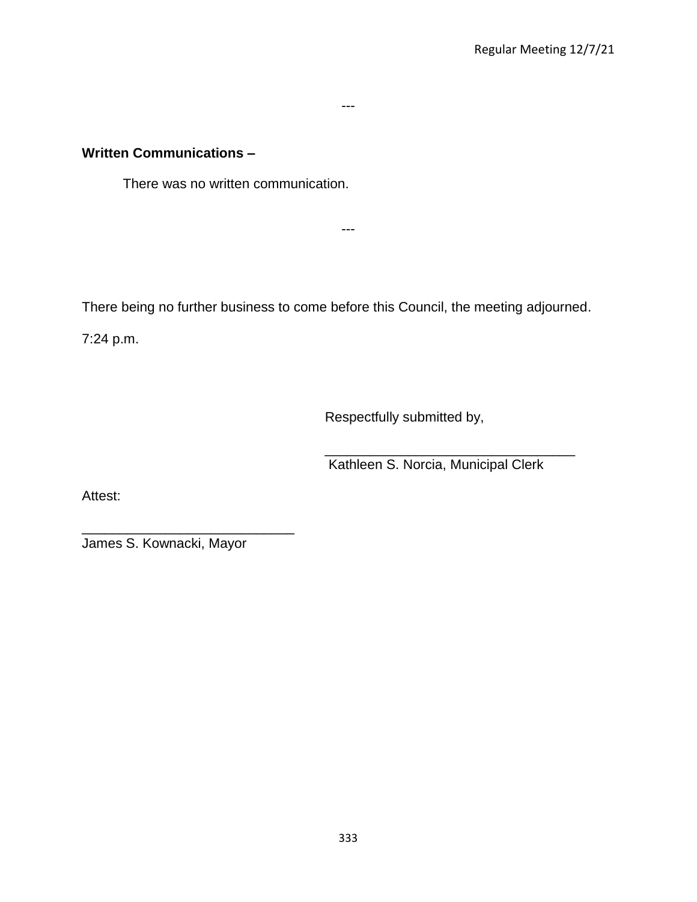---

**Written Communications –**

There was no written communication.

---

There being no further business to come before this Council, the meeting adjourned.

7:24 p.m.

Respectfully submitted by,

_________________________________
Kathleen S. Norcia, Municipal Clerk

Attest:

____________________________
James S. Kownacki, Mayor